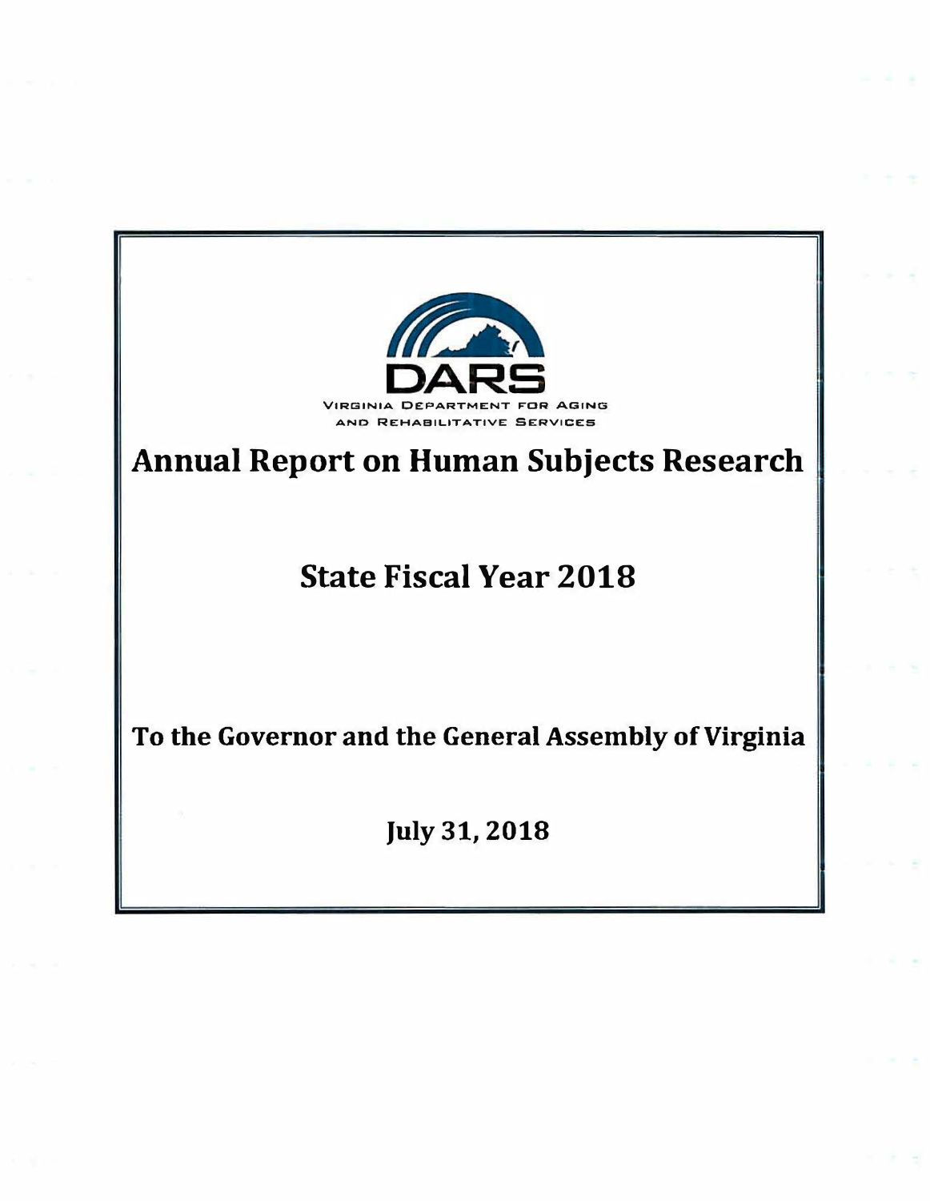DARS

VIRGINIA DEPARTMENT FOR AGING AND REHABILITATIVE SERVICES

# Annual Report on Human Subjects Research

## State Fiscal Year 2018

**To the Governor and the General Assembly of Virginia**

**July 31, 2018**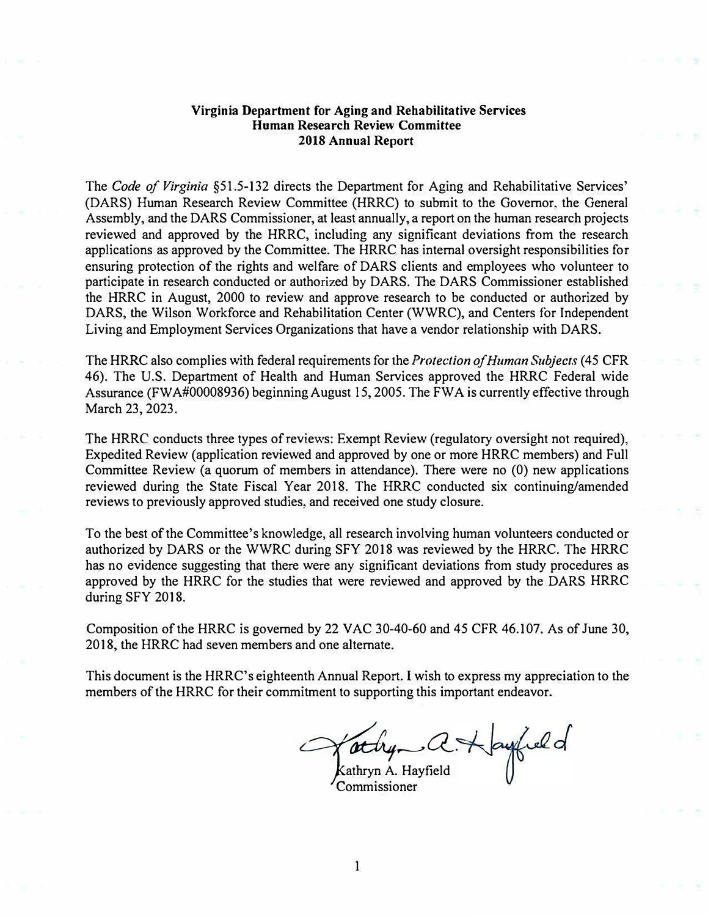**Virginia Department for Aging and Rehabilitative Services**
**Human Research Review Committee**
**2018 Annual Report**

The *Code of Virginia* §51.5-132 directs the Department for Aging and Rehabilitative Services' (DARS) Human Research Review Committee (HRRC) to submit to the Governor, the General Assembly, and the DARS Commissioner, at least annually, a report on the human research projects reviewed and approved by the HRRC, including any significant deviations from the research applications as approved by the Committee. The HRRC has internal oversight responsibilities for ensuring protection of the rights and welfare of DARS clients and employees who volunteer to participate in research conducted or authorized by DARS. The DARS Commissioner established the HRRC in August, 2000 to review and approve research to be conducted or authorized by DARS, the Wilson Workforce and Rehabilitation Center (WWRC), and Centers for Independent Living and Employment Services Organizations that have a vendor relationship with DARS.

The HRRC also complies with federal requirements for the *Protection of Human Subjects* (45 CFR 46). The U.S. Department of Health and Human Services approved the HRRC Federal wide Assurance (FWA#00008936) beginning August 15, 2005. The FWA is currently effective through March 23, 2023.

The HRRC conducts three types of reviews: Exempt Review (regulatory oversight not required), Expedited Review (application reviewed and approved by one or more HRRC members) and Full Committee Review (a quorum of members in attendance). There were no (0) new applications reviewed during the State Fiscal Year 2018. The HRRC conducted six continuing/amended reviews to previously approved studies, and received one study closure.

To the best of the Committee's knowledge, all research involving human volunteers conducted or authorized by DARS or the WWRC during SFY 2018 was reviewed by the HRRC. The HRRC has no evidence suggesting that there were any significant deviations from study procedures as approved by the HRRC for the studies that were reviewed and approved by the DARS HRRC during SFY 2018.

Composition of the HRRC is governed by 22 VAC 30-40-60 and 45 CFR 46.107. As of June 30, 2018, the HRRC had seven members and one alternate.

This document is the HRRC's eighteenth Annual Report. I wish to express my appreciation to the members of the HRRC for their commitment to supporting this important endeavor.

Kathryn A. Hayfield
Commissioner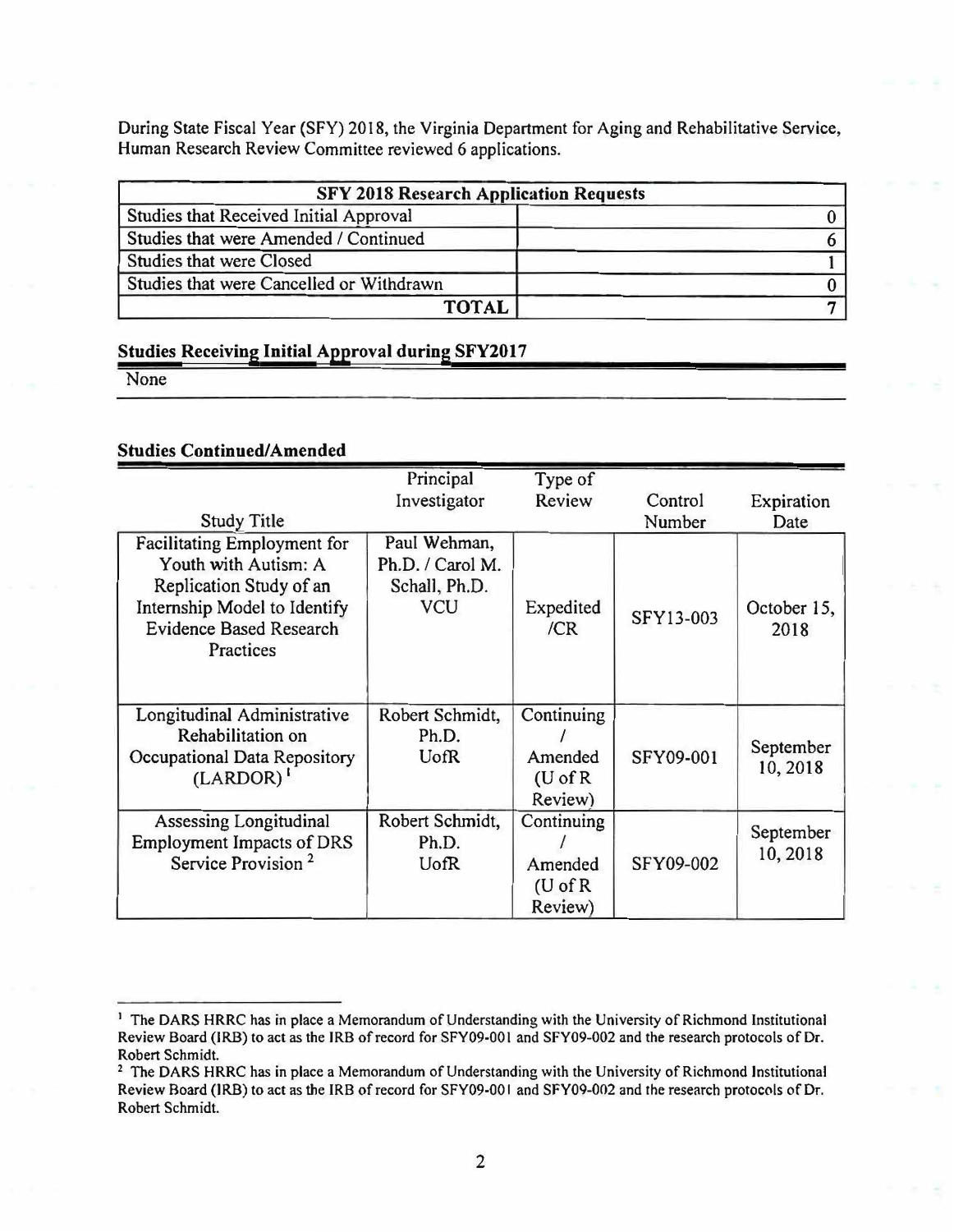During State Fiscal Year (SFY) 2018, the Virginia Department for Aging and Rehabilitative Service, Human Research Review Committee reviewed 6 applications.

| SFY 2018 Research Application Requests | |
|---|---|
| Studies that Received Initial Approval | 0 |
| Studies that were Amended / Continued | 6 |
| Studies that were Closed | 1 |
| Studies that were Cancelled or Withdrawn | 0 |
| **TOTAL** | 7 |

**Studies Receiving Initial Approval during SFY2017**

None

**Studies Continued/Amended**

| Study Title | Principal Investigator | Type of Review | Control Number | Expiration Date |
|---|---|---|---|---|
| Facilitating Employment for Youth with Autism: A Replication Study of an Internship Model to Identify Evidence Based Research Practices | Paul Wehman, Ph.D. / Carol M. Schall, Ph.D. VCU | Expedited /CR | SFY13-003 | October 15, 2018 |
| Longitudinal Administrative Rehabilitation on Occupational Data Repository (LARDOR)[1] | Robert Schmidt, Ph.D. UofR | Continuing / Amended (U of R Review) | SFY09-001 | September 10, 2018 |
| Assessing Longitudinal Employment Impacts of DRS Service Provision[2] | Robert Schmidt, Ph.D. UofR | Continuing / Amended (U of R Review) | SFY09-002 | September 10, 2018 |

[1] The DARS HRRC has in place a Memorandum of Understanding with the University of Richmond Institutional Review Board (IRB) to act as the IRB of record for SFY09-001 and SFY09-002 and the research protocols of Dr. Robert Schmidt.

[2] The DARS HRRC has in place a Memorandum of Understanding with the University of Richmond Institutional Review Board (IRB) to act as the IRB of record for SFY09-001 and SFY09-002 and the research protocols of Dr. Robert Schmidt.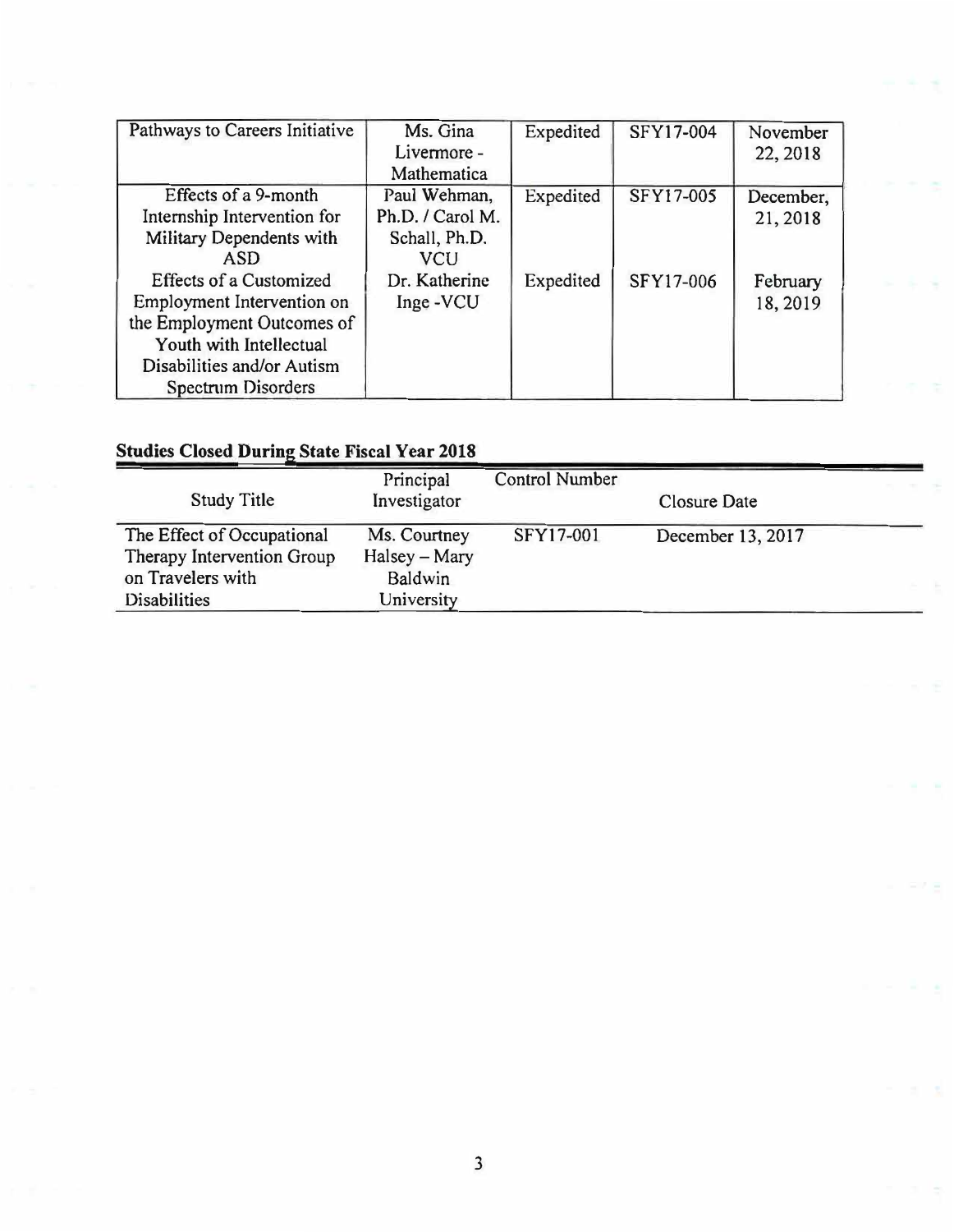| | | | | |
|---|---|---|---|---|
| Pathways to Careers Initiative | Ms. Gina Livermore - Mathematica | Expedited | SFY17-004 | November 22, 2018 |
| Effects of a 9-month Internship Intervention for Military Dependents with ASD | Paul Wehman, Ph.D. / Carol M. Schall, Ph.D. VCU | Expedited | SFY17-005 | December, 21, 2018 |
| Effects of a Customized Employment Intervention on the Employment Outcomes of Youth with Intellectual Disabilities and/or Autism Spectrum Disorders | Dr. Katherine Inge -VCU | Expedited | SFY17-006 | February 18, 2019 |

## Studies Closed During State Fiscal Year 2018

| Study Title | Principal Investigator | Control Number | Closure Date |
|---|---|---|---|
| The Effect of Occupational Therapy Intervention Group on Travelers with Disabilities | Ms. Courtney Halsey – Mary Baldwin University | SFY17-001 | December 13, 2017 |